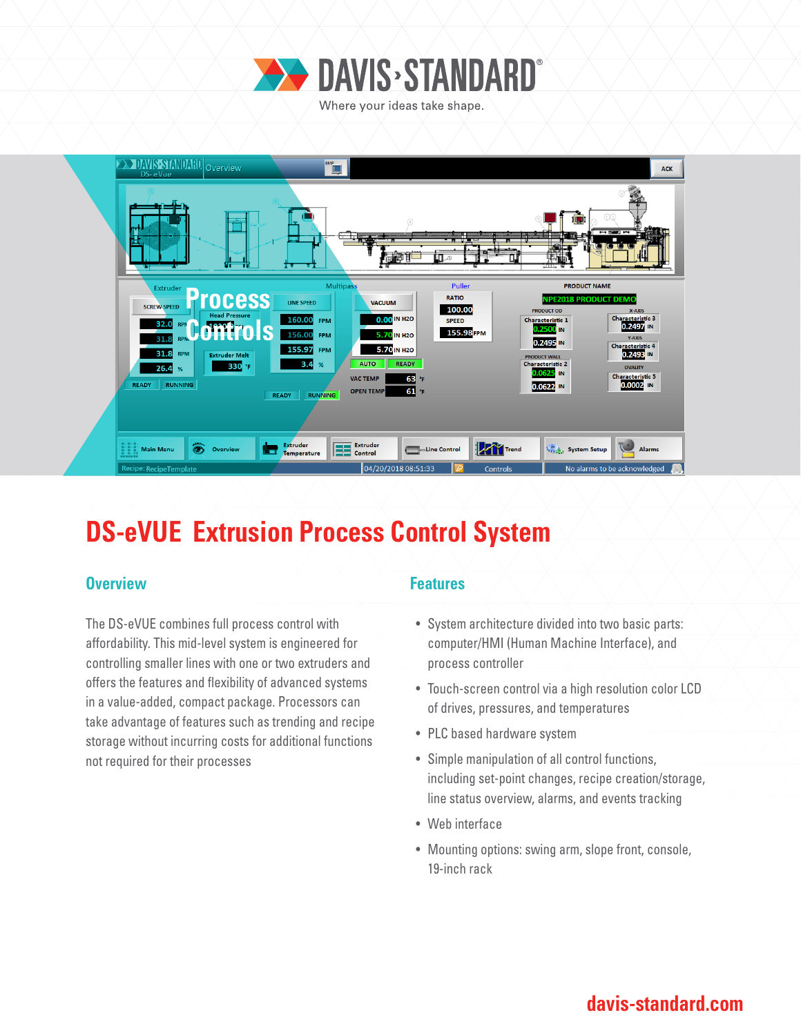# DAVIS-STANDARD

Where your ideas take shape.

Process Controls

# DS-eVUE Extrusion Process Control System

## Overview

The DS-eVUE combines full process control with affordability. This mid-level system is engineered for controlling smaller lines with one or two extruders and offers the features and flexibility of advanced systems in a value-added, compact package. Processors can take advantage of features such as trending and recipe storage without incurring costs for additional functions not required for their processes

## Features

- System architecture divided into two basic parts: computer/HMI (Human Machine Interface), and process controller
- Touch-screen control via a high resolution color LCD of drives, pressures, and temperatures
- PLC based hardware system
- Simple manipulation of all control functions, including set-point changes, recipe creation/storage, line status overview, alarms, and events tracking
- Web interface
- Mounting options: swing arm, slope front, console, 19-inch rack

davis-standard.com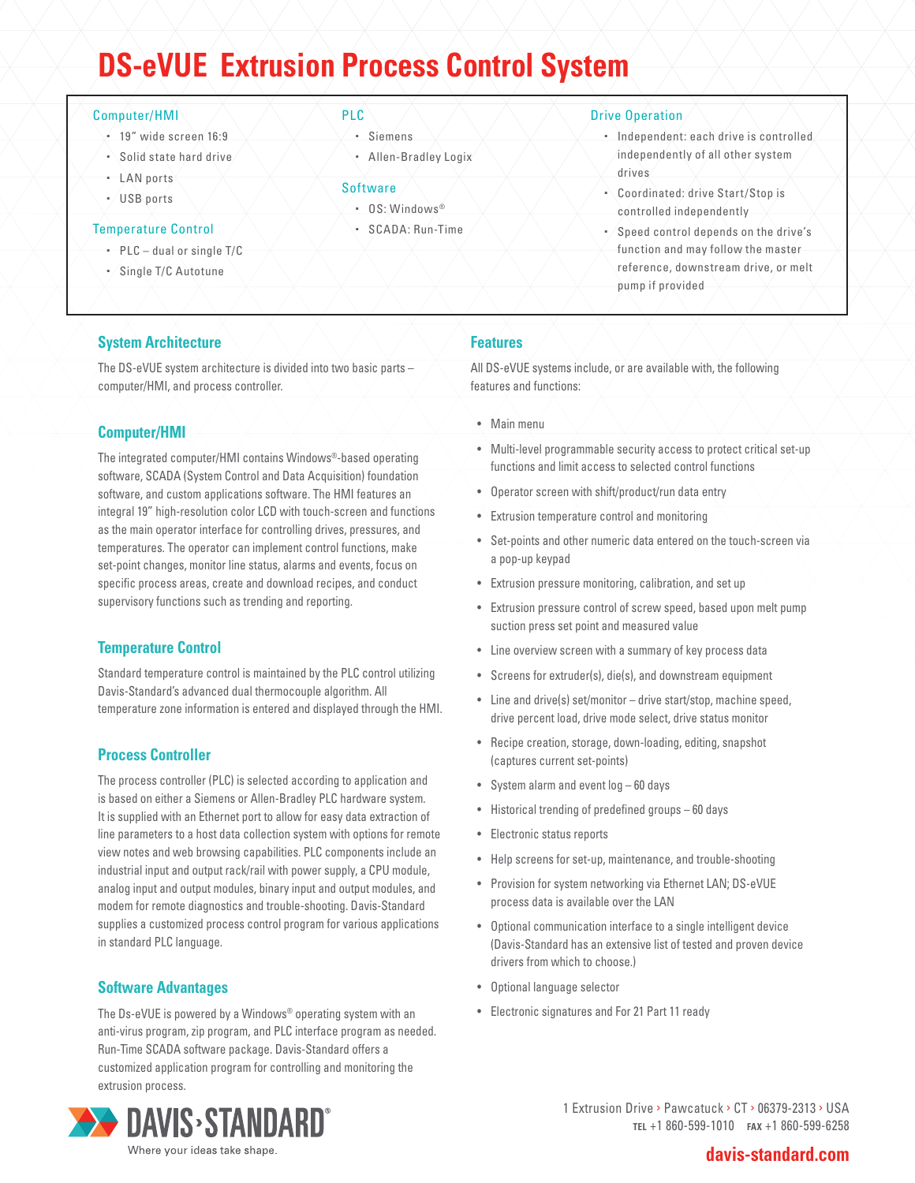# DS-eVUE Extrusion Process Control System

### Computer/HMI

- 19" wide screen 16:9
- Solid state hard drive
- LAN ports
- USB ports

### Temperature Control

- PLC – dual or single T/C
- Single T/C Autotune

### PLC

- Siemens
- Allen-Bradley Logix

### Software

- OS: Windows®
- SCADA: Run-Time

### Drive Operation

- Independent: each drive is controlled independently of all other system drives
- Coordinated: drive Start/Stop is controlled independently
- Speed control depends on the drive's function and may follow the master reference, downstream drive, or melt pump if provided

## System Architecture

The DS-eVUE system architecture is divided into two basic parts – computer/HMI, and process controller.

## Computer/HMI

The integrated computer/HMI contains Windows®-based operating software, SCADA (System Control and Data Acquisition) foundation software, and custom applications software. The HMI features an integral 19" high-resolution color LCD with touch-screen and functions as the main operator interface for controlling drives, pressures, and temperatures. The operator can implement control functions, make set-point changes, monitor line status, alarms and events, focus on specific process areas, create and download recipes, and conduct supervisory functions such as trending and reporting.

## Temperature Control

Standard temperature control is maintained by the PLC control utilizing Davis-Standard's advanced dual thermocouple algorithm. All temperature zone information is entered and displayed through the HMI.

## Process Controller

The process controller (PLC) is selected according to application and is based on either a Siemens or Allen-Bradley PLC hardware system. It is supplied with an Ethernet port to allow for easy data extraction of line parameters to a host data collection system with options for remote view notes and web browsing capabilities. PLC components include an industrial input and output rack/rail with power supply, a CPU module, analog input and output modules, binary input and output modules, and modem for remote diagnostics and trouble-shooting. Davis-Standard supplies a customized process control program for various applications in standard PLC language.

## Software Advantages

The Ds-eVUE is powered by a Windows® operating system with an anti-virus program, zip program, and PLC interface program as needed. Run-Time SCADA software package. Davis-Standard offers a customized application program for controlling and monitoring the extrusion process.

## Features

All DS-eVUE systems include, or are available with, the following features and functions:

- Main menu
- Multi-level programmable security access to protect critical set-up functions and limit access to selected control functions
- Operator screen with shift/product/run data entry
- Extrusion temperature control and monitoring
- Set-points and other numeric data entered on the touch-screen via a pop-up keypad
- Extrusion pressure monitoring, calibration, and set up
- Extrusion pressure control of screw speed, based upon melt pump suction press set point and measured value
- Line overview screen with a summary of key process data
- Screens for extruder(s), die(s), and downstream equipment
- Line and drive(s) set/monitor – drive start/stop, machine speed, drive percent load, drive mode select, drive status monitor
- Recipe creation, storage, down-loading, editing, snapshot (captures current set-points)
- System alarm and event log – 60 days
- Historical trending of predefined groups – 60 days
- Electronic status reports
- Help screens for set-up, maintenance, and trouble-shooting
- Provision for system networking via Ethernet LAN; DS-eVUE process data is available over the LAN
- Optional communication interface to a single intelligent device (Davis-Standard has an extensive list of tested and proven device drivers from which to choose.)
- Optional language selector
- Electronic signatures and For 21 Part 11 ready

DAVIS›STANDARD®
Where your ideas take shape.

1 Extrusion Drive › Pawcatuck › CT › 06379-2313 › USA
TEL +1 860-599-1010 FAX +1 860-599-6258

davis-standard.com